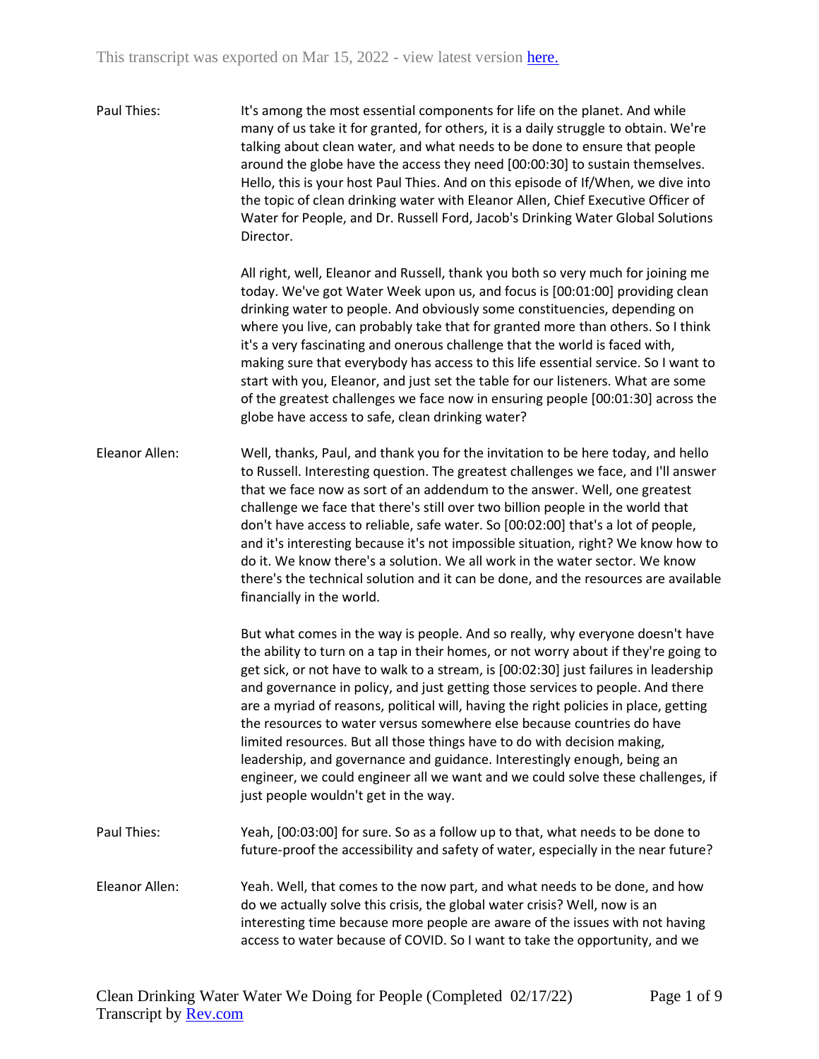This transcript was exported on Mar 15, 2022 - view latest version [here.]

**Paul Thies:** It's among the most essential components for life on the planet. And while many of us take it for granted, for others, it is a daily struggle to obtain. We're talking about clean water, and what needs to be done to ensure that people around the globe have the access they need [00:00:30] to sustain themselves. Hello, this is your host Paul Thies. And on this episode of If/When, we dive into the topic of clean drinking water with Eleanor Allen, Chief Executive Officer of Water for People, and Dr. Russell Ford, Jacob's Drinking Water Global Solutions Director.

All right, well, Eleanor and Russell, thank you both so very much for joining me today. We've got Water Week upon us, and focus is [00:01:00] providing clean drinking water to people. And obviously some constituencies, depending on where you live, can probably take that for granted more than others. So I think it's a very fascinating and onerous challenge that the world is faced with, making sure that everybody has access to this life essential service. So I want to start with you, Eleanor, and just set the table for our listeners. What are some of the greatest challenges we face now in ensuring people [00:01:30] across the globe have access to safe, clean drinking water?

**Eleanor Allen:** Well, thanks, Paul, and thank you for the invitation to be here today, and hello to Russell. Interesting question. The greatest challenges we face, and I'll answer that we face now as sort of an addendum to the answer. Well, one greatest challenge we face that there's still over two billion people in the world that don't have access to reliable, safe water. So [00:02:00] that's a lot of people, and it's interesting because it's not impossible situation, right? We know how to do it. We know there's a solution. We all work in the water sector. We know there's the technical solution and it can be done, and the resources are available financially in the world.

But what comes in the way is people. And so really, why everyone doesn't have the ability to turn on a tap in their homes, or not worry about if they're going to get sick, or not have to walk to a stream, is [00:02:30] just failures in leadership and governance in policy, and just getting those services to people. And there are a myriad of reasons, political will, having the right policies in place, getting the resources to water versus somewhere else because countries do have limited resources. But all those things have to do with decision making, leadership, and governance and guidance. Interestingly enough, being an engineer, we could engineer all we want and we could solve these challenges, if just people wouldn't get in the way.

**Paul Thies:** Yeah, [00:03:00] for sure. So as a follow up to that, what needs to be done to future-proof the accessibility and safety of water, especially in the near future?

**Eleanor Allen:** Yeah. Well, that comes to the now part, and what needs to be done, and how do we actually solve this crisis, the global water crisis? Well, now is an interesting time because more people are aware of the issues with not having access to water because of COVID. So I want to take the opportunity, and we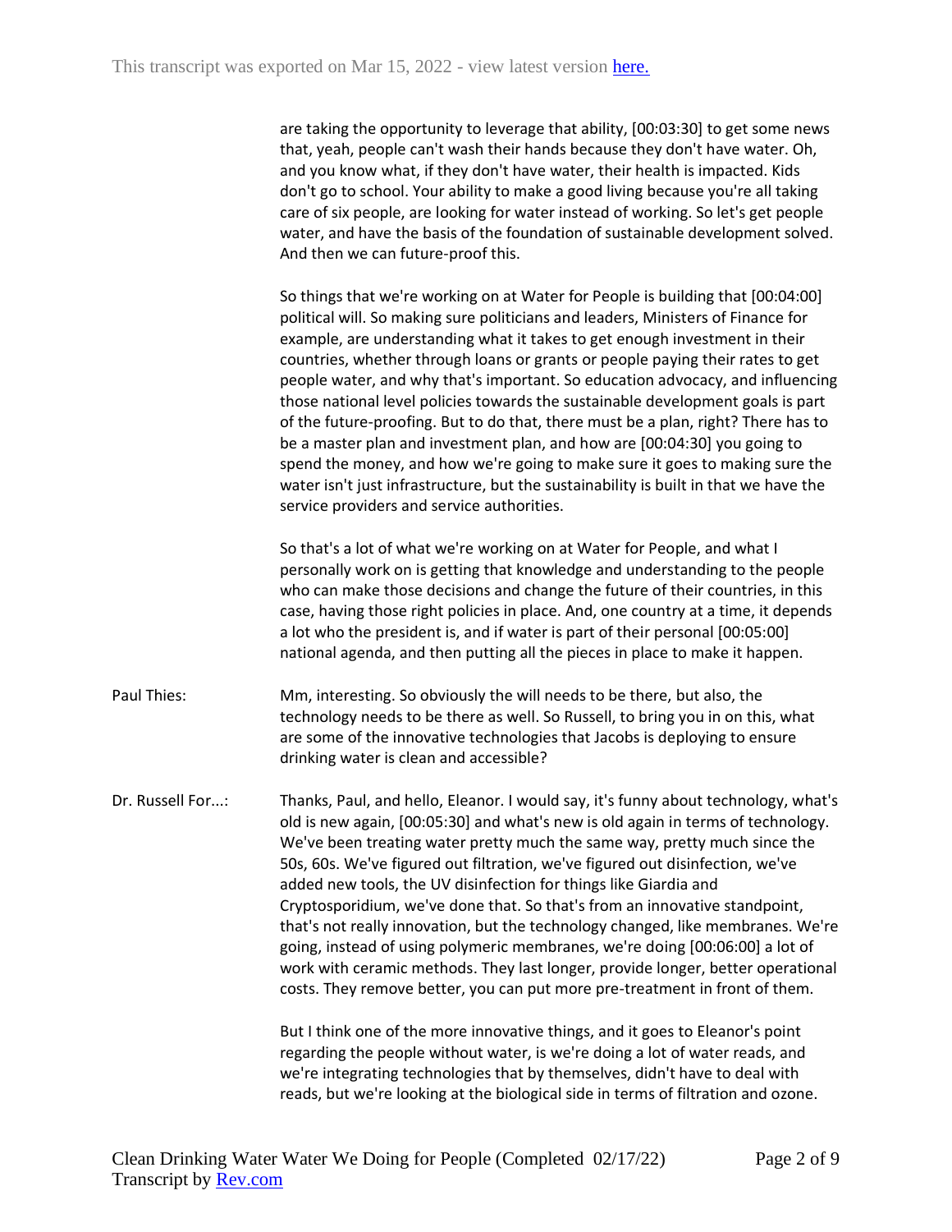are taking the opportunity to leverage that ability, [00:03:30] to get some news that, yeah, people can't wash their hands because they don't have water. Oh, and you know what, if they don't have water, their health is impacted. Kids don't go to school. Your ability to make a good living because you're all taking care of six people, are looking for water instead of working. So let's get people water, and have the basis of the foundation of sustainable development solved. And then we can future-proof this.

So things that we're working on at Water for People is building that [00:04:00] political will. So making sure politicians and leaders, Ministers of Finance for example, are understanding what it takes to get enough investment in their countries, whether through loans or grants or people paying their rates to get people water, and why that's important. So education advocacy, and influencing those national level policies towards the sustainable development goals is part of the future-proofing. But to do that, there must be a plan, right? There has to be a master plan and investment plan, and how are [00:04:30] you going to spend the money, and how we're going to make sure it goes to making sure the water isn't just infrastructure, but the sustainability is built in that we have the service providers and service authorities.

So that's a lot of what we're working on at Water for People, and what I personally work on is getting that knowledge and understanding to the people who can make those decisions and change the future of their countries, in this case, having those right policies in place. And, one country at a time, it depends a lot who the president is, and if water is part of their personal [00:05:00] national agenda, and then putting all the pieces in place to make it happen.

Paul Thies: Mm, interesting. So obviously the will needs to be there, but also, the technology needs to be there as well. So Russell, to bring you in on this, what are some of the innovative technologies that Jacobs is deploying to ensure drinking water is clean and accessible?

Dr. Russell For...: Thanks, Paul, and hello, Eleanor. I would say, it's funny about technology, what's old is new again, [00:05:30] and what's new is old again in terms of technology. We've been treating water pretty much the same way, pretty much since the 50s, 60s. We've figured out filtration, we've figured out disinfection, we've added new tools, the UV disinfection for things like Giardia and Cryptosporidium, we've done that. So that's from an innovative standpoint, that's not really innovation, but the technology changed, like membranes. We're going, instead of using polymeric membranes, we're doing [00:06:00] a lot of work with ceramic methods. They last longer, provide longer, better operational costs. They remove better, you can put more pre-treatment in front of them.

But I think one of the more innovative things, and it goes to Eleanor's point regarding the people without water, is we're doing a lot of water reads, and we're integrating technologies that by themselves, didn't have to deal with reads, but we're looking at the biological side in terms of filtration and ozone.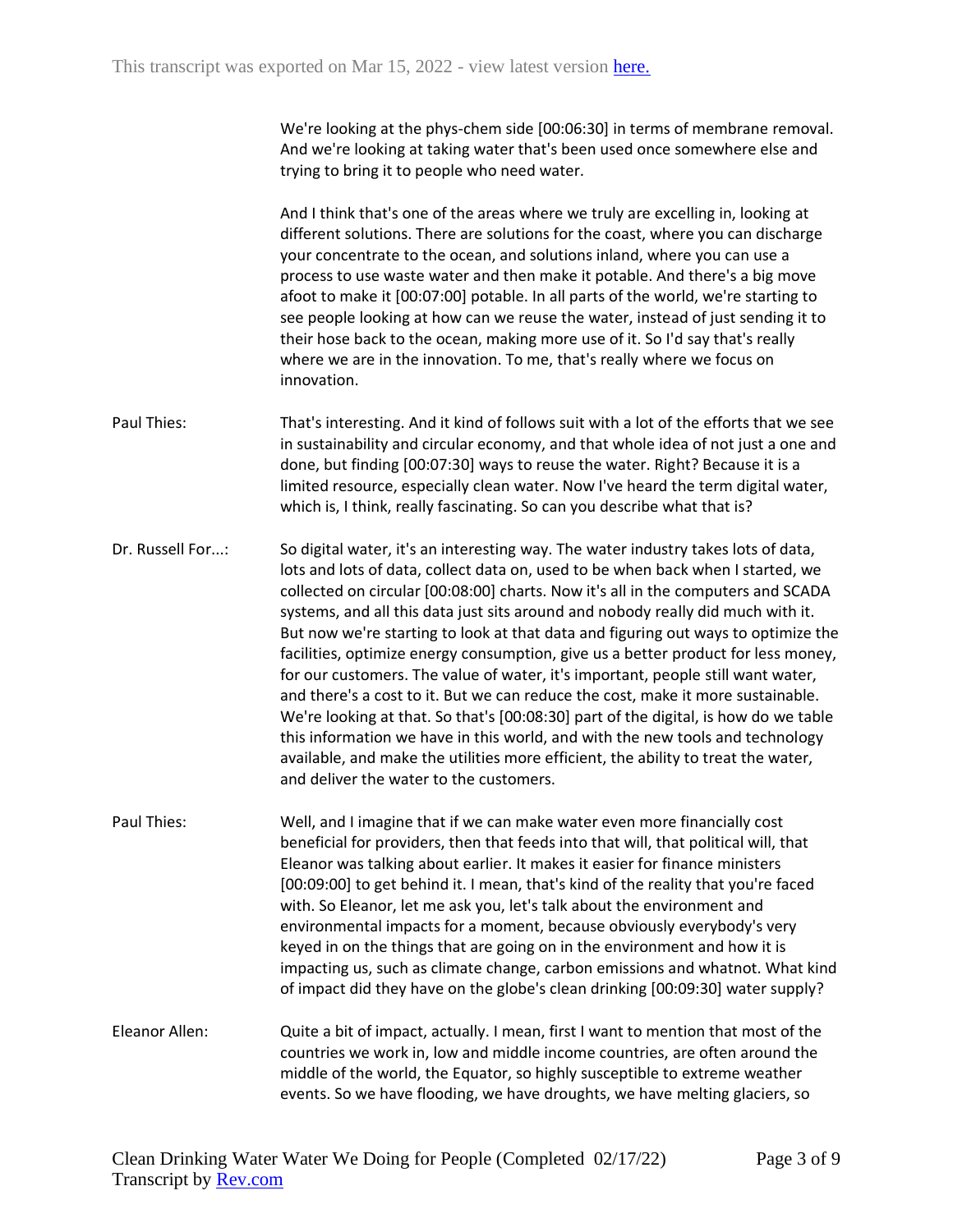We're looking at the phys-chem side [00:06:30] in terms of membrane removal. And we're looking at taking water that's been used once somewhere else and trying to bring it to people who need water.

And I think that's one of the areas where we truly are excelling in, looking at different solutions. There are solutions for the coast, where you can discharge your concentrate to the ocean, and solutions inland, where you can use a process to use waste water and then make it potable. And there's a big move afoot to make it [00:07:00] potable. In all parts of the world, we're starting to see people looking at how can we reuse the water, instead of just sending it to their hose back to the ocean, making more use of it. So I'd say that's really where we are in the innovation. To me, that's really where we focus on innovation.

**Paul Thies:** That's interesting. And it kind of follows suit with a lot of the efforts that we see in sustainability and circular economy, and that whole idea of not just a one and done, but finding [00:07:30] ways to reuse the water. Right? Because it is a limited resource, especially clean water. Now I've heard the term digital water, which is, I think, really fascinating. So can you describe what that is?

**Dr. Russell For...:** So digital water, it's an interesting way. The water industry takes lots of data, lots and lots of data, collect data on, used to be when back when I started, we collected on circular [00:08:00] charts. Now it's all in the computers and SCADA systems, and all this data just sits around and nobody really did much with it. But now we're starting to look at that data and figuring out ways to optimize the facilities, optimize energy consumption, give us a better product for less money, for our customers. The value of water, it's important, people still want water, and there's a cost to it. But we can reduce the cost, make it more sustainable. We're looking at that. So that's [00:08:30] part of the digital, is how do we table this information we have in this world, and with the new tools and technology available, and make the utilities more efficient, the ability to treat the water, and deliver the water to the customers.

**Paul Thies:** Well, and I imagine that if we can make water even more financially cost beneficial for providers, then that feeds into that will, that political will, that Eleanor was talking about earlier. It makes it easier for finance ministers [00:09:00] to get behind it. I mean, that's kind of the reality that you're faced with. So Eleanor, let me ask you, let's talk about the environment and environmental impacts for a moment, because obviously everybody's very keyed in on the things that are going on in the environment and how it is impacting us, such as climate change, carbon emissions and whatnot. What kind of impact did they have on the globe's clean drinking [00:09:30] water supply?

**Eleanor Allen:** Quite a bit of impact, actually. I mean, first I want to mention that most of the countries we work in, low and middle income countries, are often around the middle of the world, the Equator, so highly susceptible to extreme weather events. So we have flooding, we have droughts, we have melting glaciers, so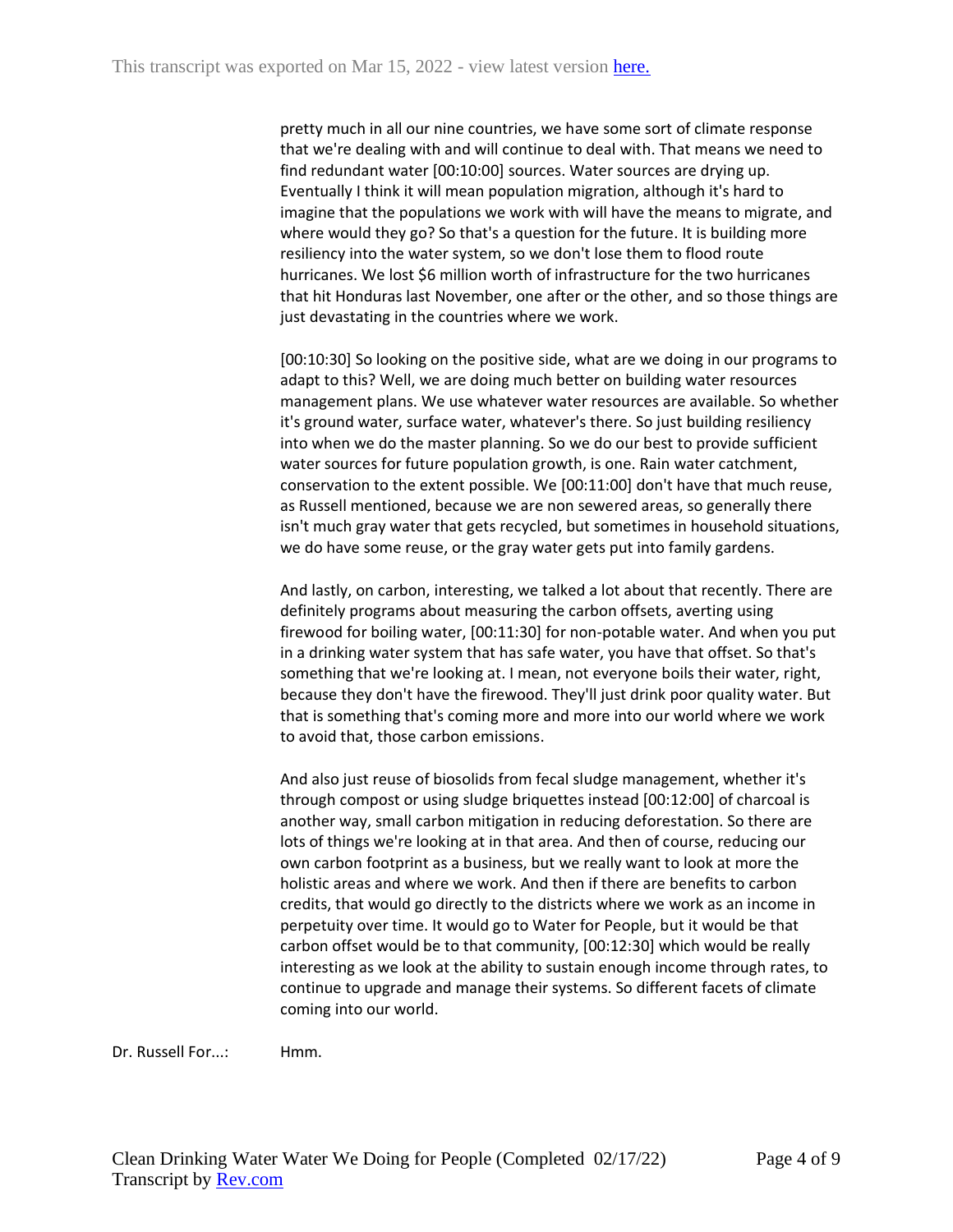pretty much in all our nine countries, we have some sort of climate response that we're dealing with and will continue to deal with. That means we need to find redundant water [00:10:00] sources. Water sources are drying up. Eventually I think it will mean population migration, although it's hard to imagine that the populations we work with will have the means to migrate, and where would they go? So that's a question for the future. It is building more resiliency into the water system, so we don't lose them to flood route hurricanes. We lost $6 million worth of infrastructure for the two hurricanes that hit Honduras last November, one after or the other, and so those things are just devastating in the countries where we work.

[00:10:30] So looking on the positive side, what are we doing in our programs to adapt to this? Well, we are doing much better on building water resources management plans. We use whatever water resources are available. So whether it's ground water, surface water, whatever's there. So just building resiliency into when we do the master planning. So we do our best to provide sufficient water sources for future population growth, is one. Rain water catchment, conservation to the extent possible. We [00:11:00] don't have that much reuse, as Russell mentioned, because we are non sewered areas, so generally there isn't much gray water that gets recycled, but sometimes in household situations, we do have some reuse, or the gray water gets put into family gardens.

And lastly, on carbon, interesting, we talked a lot about that recently. There are definitely programs about measuring the carbon offsets, averting using firewood for boiling water, [00:11:30] for non-potable water. And when you put in a drinking water system that has safe water, you have that offset. So that's something that we're looking at. I mean, not everyone boils their water, right, because they don't have the firewood. They'll just drink poor quality water. But that is something that's coming more and more into our world where we work to avoid that, those carbon emissions.

And also just reuse of biosolids from fecal sludge management, whether it's through compost or using sludge briquettes instead [00:12:00] of charcoal is another way, small carbon mitigation in reducing deforestation. So there are lots of things we're looking at in that area. And then of course, reducing our own carbon footprint as a business, but we really want to look at more the holistic areas and where we work. And then if there are benefits to carbon credits, that would go directly to the districts where we work as an income in perpetuity over time. It would go to Water for People, but it would be that carbon offset would be to that community, [00:12:30] which would be really interesting as we look at the ability to sustain enough income through rates, to continue to upgrade and manage their systems. So different facets of climate coming into our world.

Dr. Russell For...: Hmm.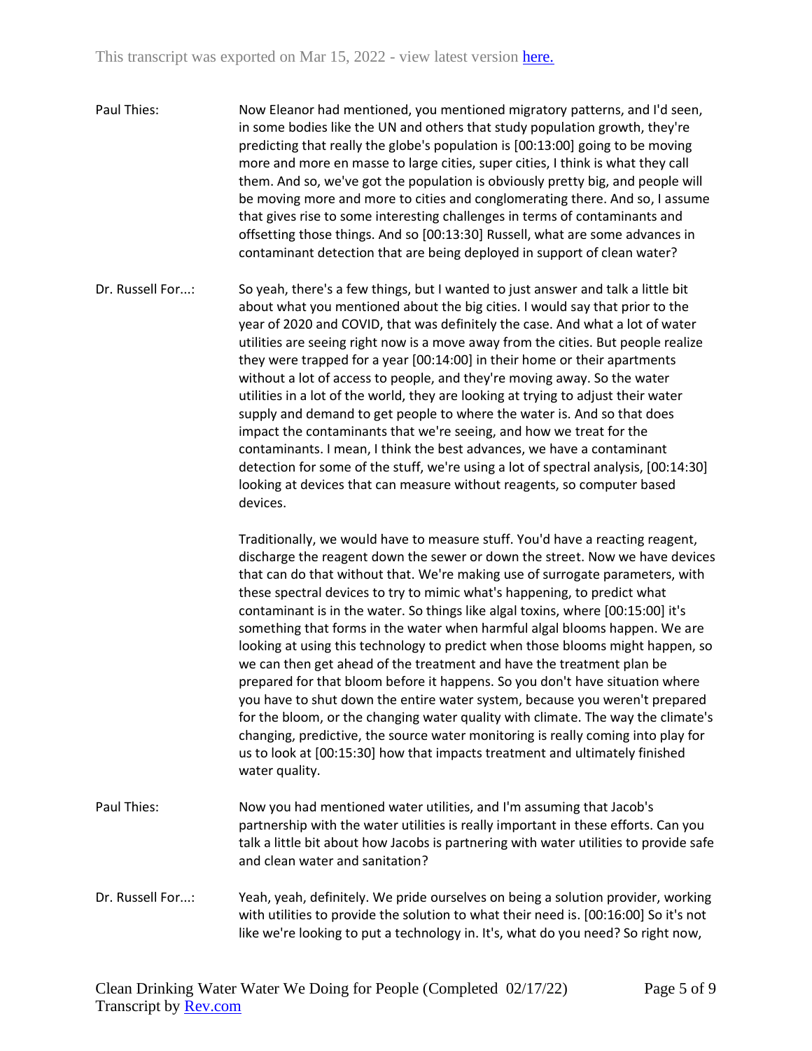Paul Thies: Now Eleanor had mentioned, you mentioned migratory patterns, and I'd seen, in some bodies like the UN and others that study population growth, they're predicting that really the globe's population is [00:13:00] going to be moving more and more en masse to large cities, super cities, I think is what they call them. And so, we've got the population is obviously pretty big, and people will be moving more and more to cities and conglomerating there. And so, I assume that gives rise to some interesting challenges in terms of contaminants and offsetting those things. And so [00:13:30] Russell, what are some advances in contaminant detection that are being deployed in support of clean water?

Dr. Russell For...: So yeah, there's a few things, but I wanted to just answer and talk a little bit about what you mentioned about the big cities. I would say that prior to the year of 2020 and COVID, that was definitely the case. And what a lot of water utilities are seeing right now is a move away from the cities. But people realize they were trapped for a year [00:14:00] in their home or their apartments without a lot of access to people, and they're moving away. So the water utilities in a lot of the world, they are looking at trying to adjust their water supply and demand to get people to where the water is. And so that does impact the contaminants that we're seeing, and how we treat for the contaminants. I mean, I think the best advances, we have a contaminant detection for some of the stuff, we're using a lot of spectral analysis, [00:14:30] looking at devices that can measure without reagents, so computer based devices.

Traditionally, we would have to measure stuff. You'd have a reacting reagent, discharge the reagent down the sewer or down the street. Now we have devices that can do that without that. We're making use of surrogate parameters, with these spectral devices to try to mimic what's happening, to predict what contaminant is in the water. So things like algal toxins, where [00:15:00] it's something that forms in the water when harmful algal blooms happen. We are looking at using this technology to predict when those blooms might happen, so we can then get ahead of the treatment and have the treatment plan be prepared for that bloom before it happens. So you don't have situation where you have to shut down the entire water system, because you weren't prepared for the bloom, or the changing water quality with climate. The way the climate's changing, predictive, the source water monitoring is really coming into play for us to look at [00:15:30] how that impacts treatment and ultimately finished water quality.

Paul Thies: Now you had mentioned water utilities, and I'm assuming that Jacob's partnership with the water utilities is really important in these efforts. Can you talk a little bit about how Jacobs is partnering with water utilities to provide safe and clean water and sanitation?

Dr. Russell For...: Yeah, yeah, definitely. We pride ourselves on being a solution provider, working with utilities to provide the solution to what their need is. [00:16:00] So it's not like we're looking to put a technology in. It's, what do you need? So right now,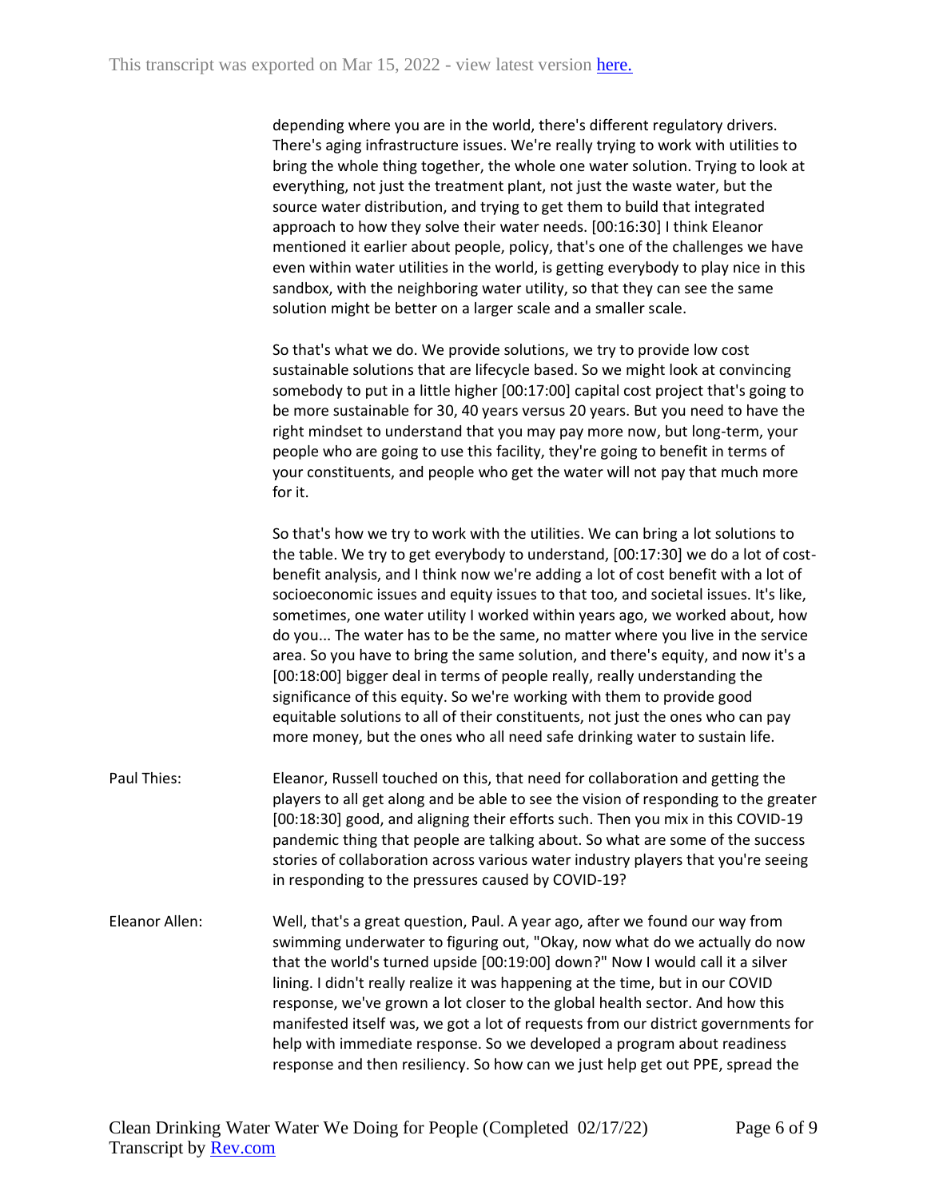depending where you are in the world, there's different regulatory drivers. There's aging infrastructure issues. We're really trying to work with utilities to bring the whole thing together, the whole one water solution. Trying to look at everything, not just the treatment plant, not just the waste water, but the source water distribution, and trying to get them to build that integrated approach to how they solve their water needs. [00:16:30] I think Eleanor mentioned it earlier about people, policy, that's one of the challenges we have even within water utilities in the world, is getting everybody to play nice in this sandbox, with the neighboring water utility, so that they can see the same solution might be better on a larger scale and a smaller scale.

So that's what we do. We provide solutions, we try to provide low cost sustainable solutions that are lifecycle based. So we might look at convincing somebody to put in a little higher [00:17:00] capital cost project that's going to be more sustainable for 30, 40 years versus 20 years. But you need to have the right mindset to understand that you may pay more now, but long-term, your people who are going to use this facility, they're going to benefit in terms of your constituents, and people who get the water will not pay that much more for it.

So that's how we try to work with the utilities. We can bring a lot solutions to the table. We try to get everybody to understand, [00:17:30] we do a lot of cost-benefit analysis, and I think now we're adding a lot of cost benefit with a lot of socioeconomic issues and equity issues to that too, and societal issues. It's like, sometimes, one water utility I worked within years ago, we worked about, how do you... The water has to be the same, no matter where you live in the service area. So you have to bring the same solution, and there's equity, and now it's a [00:18:00] bigger deal in terms of people really, really understanding the significance of this equity. So we're working with them to provide good equitable solutions to all of their constituents, not just the ones who can pay more money, but the ones who all need safe drinking water to sustain life.

Paul Thies: Eleanor, Russell touched on this, that need for collaboration and getting the players to all get along and be able to see the vision of responding to the greater [00:18:30] good, and aligning their efforts such. Then you mix in this COVID-19 pandemic thing that people are talking about. So what are some of the success stories of collaboration across various water industry players that you're seeing in responding to the pressures caused by COVID-19?

Eleanor Allen: Well, that's a great question, Paul. A year ago, after we found our way from swimming underwater to figuring out, "Okay, now what do we actually do now that the world's turned upside [00:19:00] down?" Now I would call it a silver lining. I didn't really realize it was happening at the time, but in our COVID response, we've grown a lot closer to the global health sector. And how this manifested itself was, we got a lot of requests from our district governments for help with immediate response. So we developed a program about readiness response and then resiliency. So how can we just help get out PPE, spread the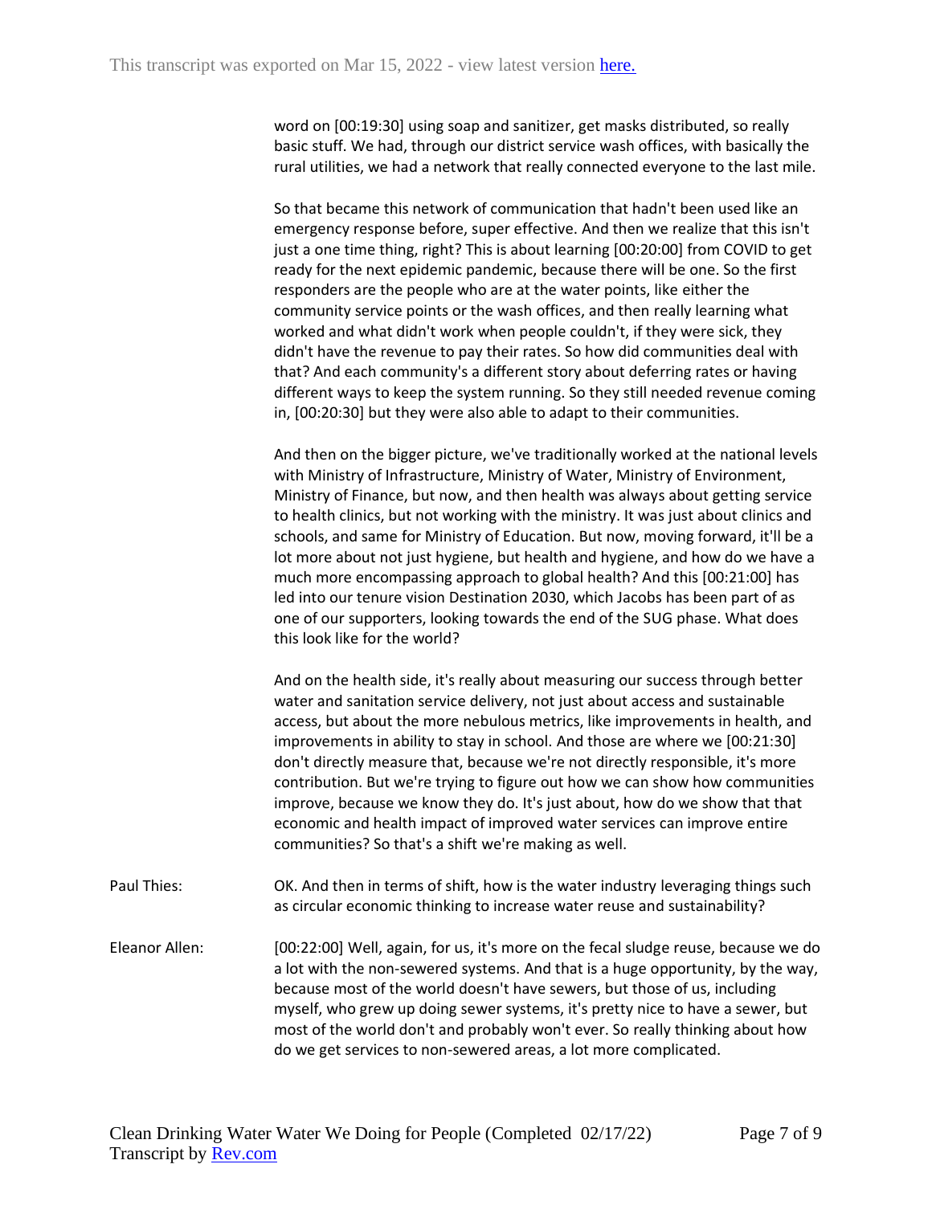word on [00:19:30] using soap and sanitizer, get masks distributed, so really basic stuff. We had, through our district service wash offices, with basically the rural utilities, we had a network that really connected everyone to the last mile.

So that became this network of communication that hadn't been used like an emergency response before, super effective. And then we realize that this isn't just a one time thing, right? This is about learning [00:20:00] from COVID to get ready for the next epidemic pandemic, because there will be one. So the first responders are the people who are at the water points, like either the community service points or the wash offices, and then really learning what worked and what didn't work when people couldn't, if they were sick, they didn't have the revenue to pay their rates. So how did communities deal with that? And each community's a different story about deferring rates or having different ways to keep the system running. So they still needed revenue coming in, [00:20:30] but they were also able to adapt to their communities.

And then on the bigger picture, we've traditionally worked at the national levels with Ministry of Infrastructure, Ministry of Water, Ministry of Environment, Ministry of Finance, but now, and then health was always about getting service to health clinics, but not working with the ministry. It was just about clinics and schools, and same for Ministry of Education. But now, moving forward, it'll be a lot more about not just hygiene, but health and hygiene, and how do we have a much more encompassing approach to global health? And this [00:21:00] has led into our tenure vision Destination 2030, which Jacobs has been part of as one of our supporters, looking towards the end of the SUG phase. What does this look like for the world?

And on the health side, it's really about measuring our success through better water and sanitation service delivery, not just about access and sustainable access, but about the more nebulous metrics, like improvements in health, and improvements in ability to stay in school. And those are where we [00:21:30] don't directly measure that, because we're not directly responsible, it's more contribution. But we're trying to figure out how we can show how communities improve, because we know they do. It's just about, how do we show that that economic and health impact of improved water services can improve entire communities? So that's a shift we're making as well.

Paul Thies: OK. And then in terms of shift, how is the water industry leveraging things such as circular economic thinking to increase water reuse and sustainability?

Eleanor Allen: [00:22:00] Well, again, for us, it's more on the fecal sludge reuse, because we do a lot with the non-sewered systems. And that is a huge opportunity, by the way, because most of the world doesn't have sewers, but those of us, including myself, who grew up doing sewer systems, it's pretty nice to have a sewer, but most of the world don't and probably won't ever. So really thinking about how do we get services to non-sewered areas, a lot more complicated.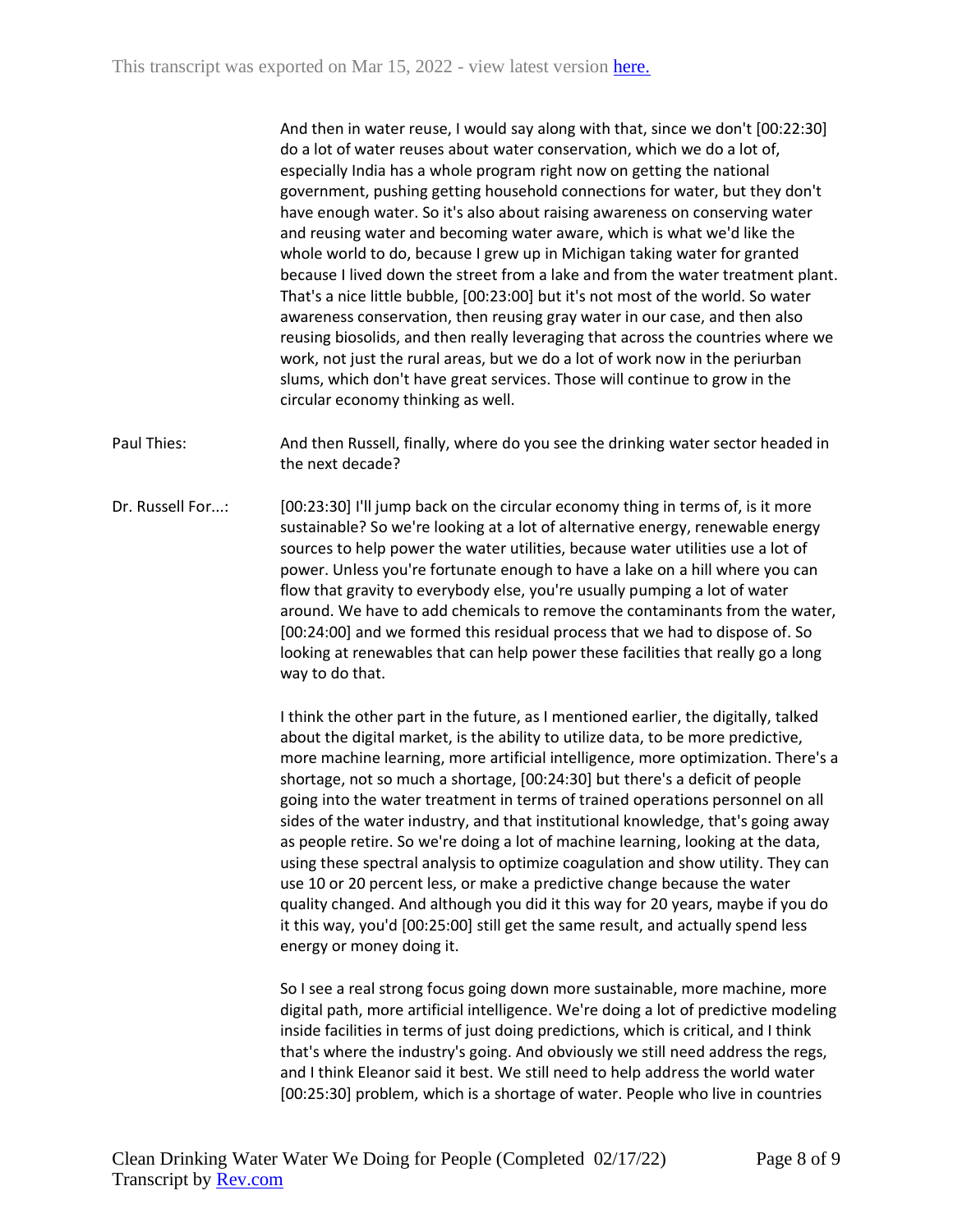And then in water reuse, I would say along with that, since we don't [00:22:30] do a lot of water reuses about water conservation, which we do a lot of, especially India has a whole program right now on getting the national government, pushing getting household connections for water, but they don't have enough water. So it's also about raising awareness on conserving water and reusing water and becoming water aware, which is what we'd like the whole world to do, because I grew up in Michigan taking water for granted because I lived down the street from a lake and from the water treatment plant. That's a nice little bubble, [00:23:00] but it's not most of the world. So water awareness conservation, then reusing gray water in our case, and then also reusing biosolids, and then really leveraging that across the countries where we work, not just the rural areas, but we do a lot of work now in the periurban slums, which don't have great services. Those will continue to grow in the circular economy thinking as well.

**Paul Thies:** And then Russell, finally, where do you see the drinking water sector headed in the next decade?

**Dr. Russell For...:** [00:23:30] I'll jump back on the circular economy thing in terms of, is it more sustainable? So we're looking at a lot of alternative energy, renewable energy sources to help power the water utilities, because water utilities use a lot of power. Unless you're fortunate enough to have a lake on a hill where you can flow that gravity to everybody else, you're usually pumping a lot of water around. We have to add chemicals to remove the contaminants from the water, [00:24:00] and we formed this residual process that we had to dispose of. So looking at renewables that can help power these facilities that really go a long way to do that.

I think the other part in the future, as I mentioned earlier, the digitally, talked about the digital market, is the ability to utilize data, to be more predictive, more machine learning, more artificial intelligence, more optimization. There's a shortage, not so much a shortage, [00:24:30] but there's a deficit of people going into the water treatment in terms of trained operations personnel on all sides of the water industry, and that institutional knowledge, that's going away as people retire. So we're doing a lot of machine learning, looking at the data, using these spectral analysis to optimize coagulation and show utility. They can use 10 or 20 percent less, or make a predictive change because the water quality changed. And although you did it this way for 20 years, maybe if you do it this way, you'd [00:25:00] still get the same result, and actually spend less energy or money doing it.

So I see a real strong focus going down more sustainable, more machine, more digital path, more artificial intelligence. We're doing a lot of predictive modeling inside facilities in terms of just doing predictions, which is critical, and I think that's where the industry's going. And obviously we still need address the regs, and I think Eleanor said it best. We still need to help address the world water [00:25:30] problem, which is a shortage of water. People who live in countries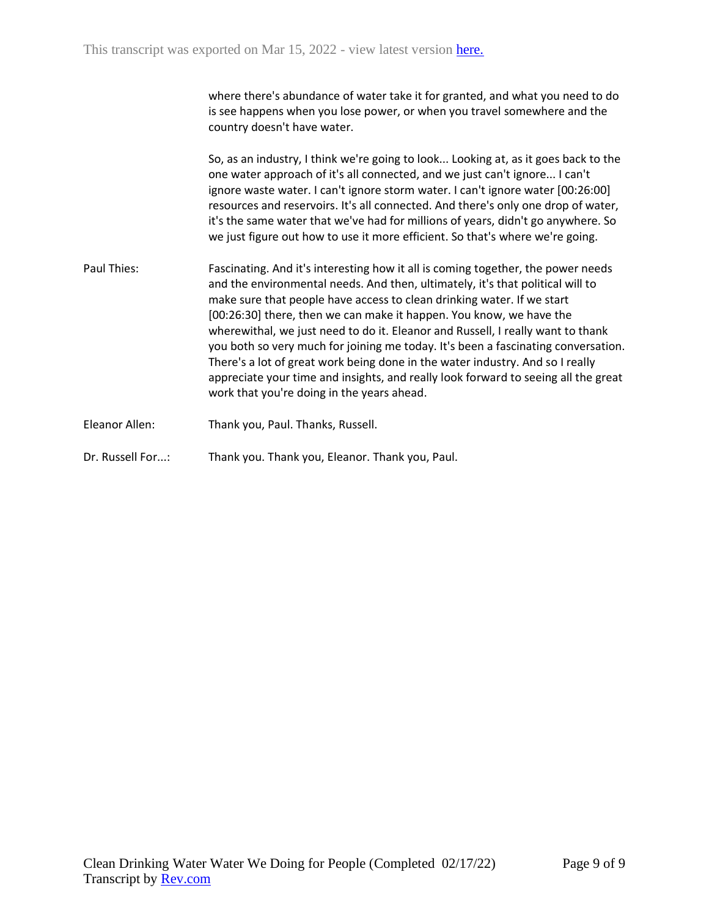where there's abundance of water take it for granted, and what you need to do is see happens when you lose power, or when you travel somewhere and the country doesn't have water.

So, as an industry, I think we're going to look... Looking at, as it goes back to the one water approach of it's all connected, and we just can't ignore... I can't ignore waste water. I can't ignore storm water. I can't ignore water [00:26:00] resources and reservoirs. It's all connected. And there's only one drop of water, it's the same water that we've had for millions of years, didn't go anywhere. So we just figure out how to use it more efficient. So that's where we're going.

Paul Thies: Fascinating. And it's interesting how it all is coming together, the power needs and the environmental needs. And then, ultimately, it's that political will to make sure that people have access to clean drinking water. If we start [00:26:30] there, then we can make it happen. You know, we have the wherewithal, we just need to do it. Eleanor and Russell, I really want to thank you both so very much for joining me today. It's been a fascinating conversation. There's a lot of great work being done in the water industry. And so I really appreciate your time and insights, and really look forward to seeing all the great work that you're doing in the years ahead.

Eleanor Allen: Thank you, Paul. Thanks, Russell.

Dr. Russell For...: Thank you. Thank you, Eleanor. Thank you, Paul.